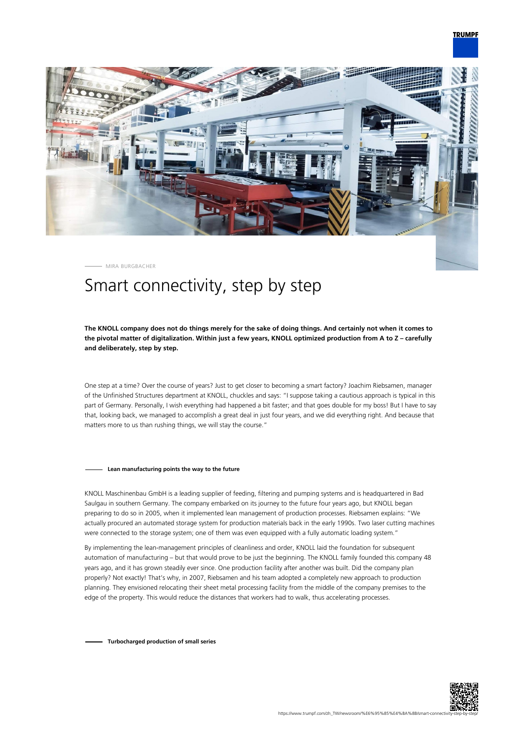MIRA BURGBACHER

# Smart connectivity, step by step

**The KNOLL company does not do things merely for the sake of doing things. And certainly not when it comes to the pivotal matter of digitalization. Within just a few years, KNOLL optimized production from A to Z – carefully and deliberately, step by step.**

One step at a time? Over the course of years? Just to get closer to becoming a smart factory? Joachim Riebsamen, manager of the Unfinished Structures department at KNOLL, chuckles and says: "I suppose taking a cautious approach is typical in this part of Germany. Personally, I wish everything had happened a bit faster; and that goes double for my boss! But I have to say that, looking back, we managed to accomplish a great deal in just four years, and we did everything right. And because that matters more to us than rushing things, we will stay the course."

## Lean manufacturing points the way to the future

KNOLL Maschinenbau GmbH is a leading supplier of feeding, filtering and pumping systems and is headquartered in Bad Saulgau in southern Germany. The company embarked on its journey to the future four years ago, but KNOLL began preparing to do so in 2005, when it implemented lean management of production processes. Riebsamen explains: "We actually procured an automated storage system for production materials back in the early 1990s. Two laser cutting machines were connected to the storage system; one of them was even equipped with a fully automatic loading system."

By implementing the lean-management principles of cleanliness and order, KNOLL laid the foundation for subsequent automation of manufacturing – but that would prove to be just the beginning. The KNOLL family founded this company 48 years ago, and it has grown steadily ever since. One production facility after another was built. Did the company plan properly? Not exactly! That's why, in 2007, Riebsamen and his team adopted a completely new approach to production planning. They envisioned relocating their sheet metal processing facility from the middle of the company premises to the edge of the property. This would reduce the distances that workers had to walk, thus accelerating processes.

## Turbocharged production of small series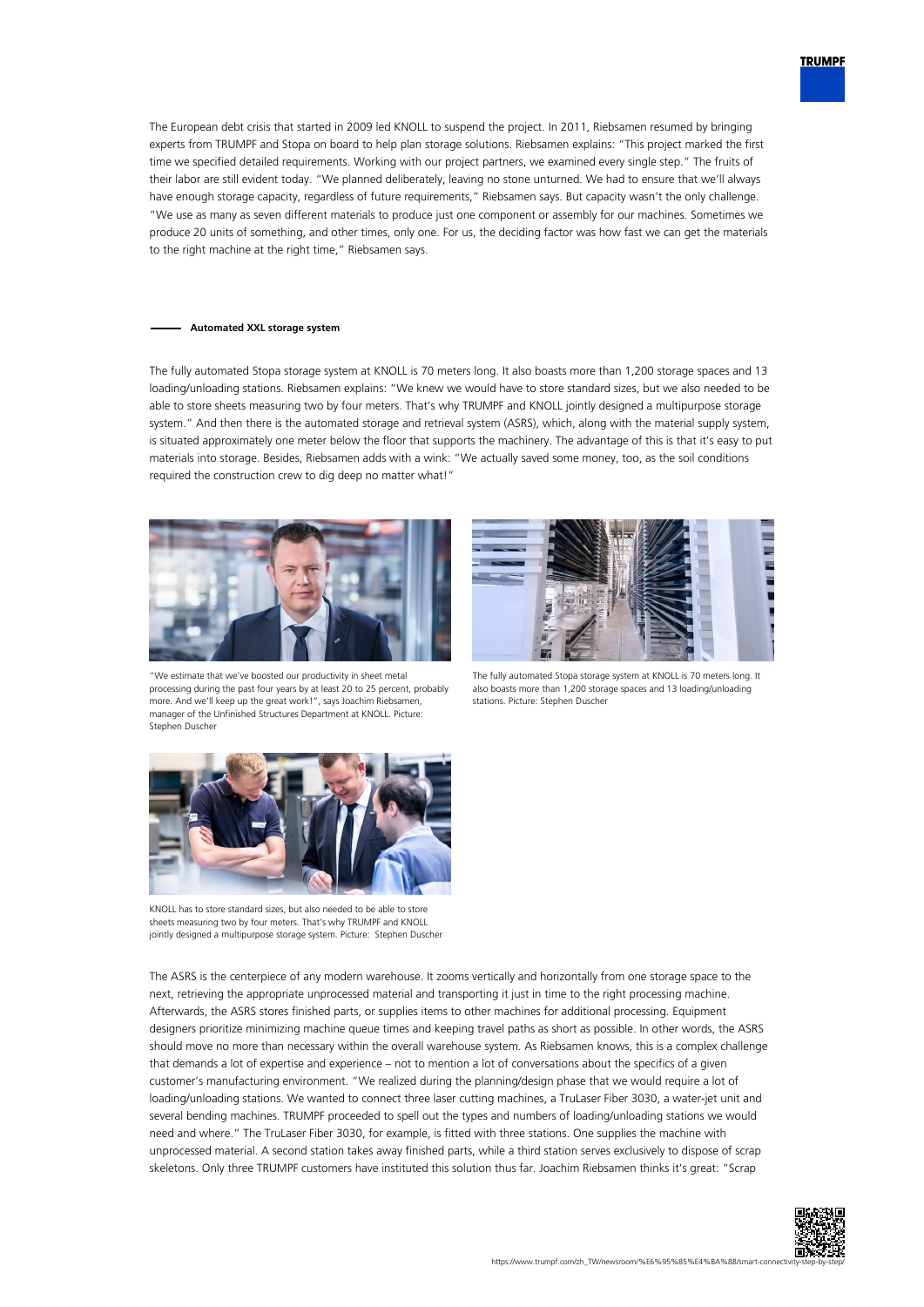The European debt crisis that started in 2009 led KNOLL to suspend the project. In 2011, Riebsamen resumed by bringing experts from TRUMPF and Stopa on board to help plan storage solutions. Riebsamen explains: "This project marked the first time we specified detailed requirements. Working with our project partners, we examined every single step." The fruits of their labor are still evident today. "We planned deliberately, leaving no stone unturned. We had to ensure that we'll always have enough storage capacity, regardless of future requirements," Riebsamen says. But capacity wasn't the only challenge. "We use as many as seven different materials to produce just one component or assembly for our machines. Sometimes we produce 20 units of something, and other times, only one. For us, the deciding factor was how fast we can get the materials to the right machine at the right time," Riebsamen says.

### Automated XXL storage system

The fully automated Stopa storage system at KNOLL is 70 meters long. It also boasts more than 1,200 storage spaces and 13 loading/unloading stations. Riebsamen explains: "We knew we would have to store standard sizes, but we also needed to be able to store sheets measuring two by four meters. That's why TRUMPF and KNOLL jointly designed a multipurpose storage system." And then there is the automated storage and retrieval system (ASRS), which, along with the material supply system, is situated approximately one meter below the floor that supports the machinery. The advantage of this is that it's easy to put materials into storage. Besides, Riebsamen adds with a wink: "We actually saved some money, too, as the soil conditions required the construction crew to dig deep no matter what!"

"We estimate that we've boosted our productivity in sheet metal processing during the past four years by at least 20 to 25 percent, probably more. And we'll keep up the great work!", says Joachim Riebsamen, manager of the Unfinished Structures Department at KNOLL. Picture: Stephen Duscher

The fully automated Stopa storage system at KNOLL is 70 meters long. It also boasts more than 1,200 storage spaces and 13 loading/unloading stations. Picture: Stephen Duscher

KNOLL has to store standard sizes, but also needed to be able to store sheets measuring two by four meters. That's why TRUMPF and KNOLL jointly designed a multipurpose storage system. Picture: Stephen Duscher

The ASRS is the centerpiece of any modern warehouse. It zooms vertically and horizontally from one storage space to the next, retrieving the appropriate unprocessed material and transporting it just in time to the right processing machine. Afterwards, the ASRS stores finished parts, or supplies items to other machines for additional processing. Equipment designers prioritize minimizing machine queue times and keeping travel paths as short as possible. In other words, the ASRS should move no more than necessary within the overall warehouse system. As Riebsamen knows, this is a complex challenge that demands a lot of expertise and experience – not to mention a lot of conversations about the specifics of a given customer's manufacturing environment. "We realized during the planning/design phase that we would require a lot of loading/unloading stations. We wanted to connect three laser cutting machines, a TruLaser Fiber 3030, a water-jet unit and several bending machines. TRUMPF proceeded to spell out the types and numbers of loading/unloading stations we would need and where." The TruLaser Fiber 3030, for example, is fitted with three stations. One supplies the machine with unprocessed material. A second station takes away finished parts, while a third station serves exclusively to dispose of scrap skeletons. Only three TRUMPF customers have instituted this solution thus far. Joachim Riebsamen thinks it's great: "Scrap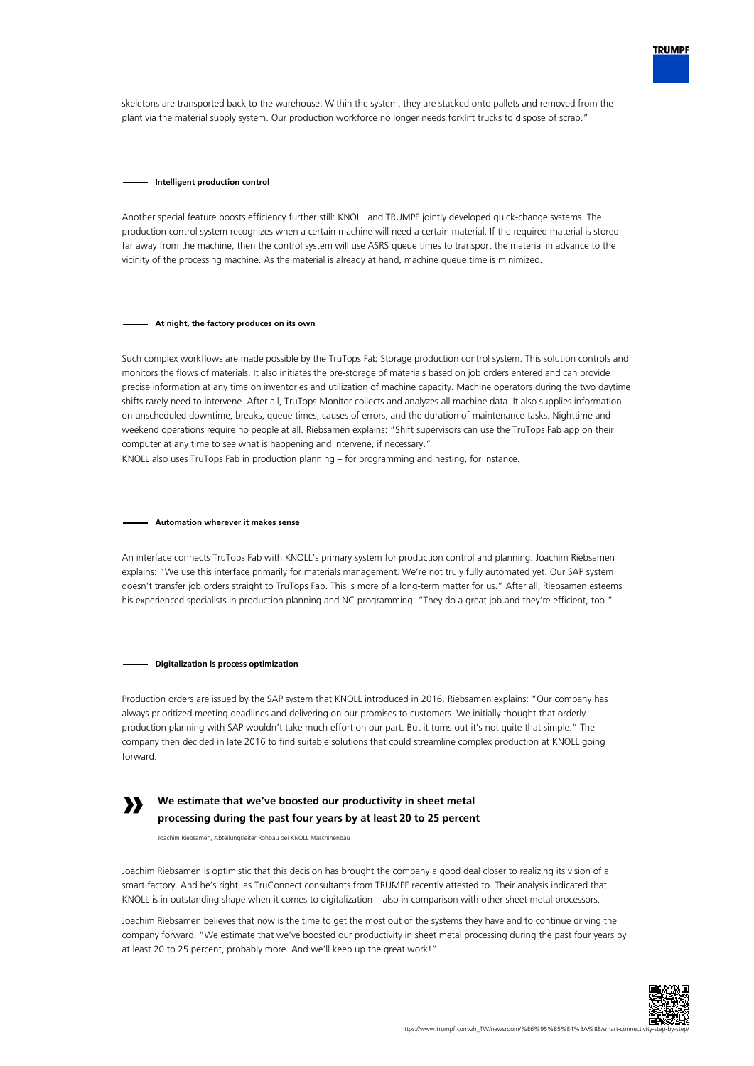skeletons are transported back to the warehouse. Within the system, they are stacked onto pallets and removed from the plant via the material supply system. Our production workforce no longer needs forklift trucks to dispose of scrap."

### Intelligent production control

Another special feature boosts efficiency further still: KNOLL and TRUMPF jointly developed quick-change systems. The production control system recognizes when a certain machine will need a certain material. If the required material is stored far away from the machine, then the control system will use ASRS queue times to transport the material in advance to the vicinity of the processing machine. As the material is already at hand, machine queue time is minimized.

### At night, the factory produces on its own

Such complex workflows are made possible by the TruTops Fab Storage production control system. This solution controls and monitors the flows of materials. It also initiates the pre-storage of materials based on job orders entered and can provide precise information at any time on inventories and utilization of machine capacity. Machine operators during the two daytime shifts rarely need to intervene. After all, TruTops Monitor collects and analyzes all machine data. It also supplies information on unscheduled downtime, breaks, queue times, causes of errors, and the duration of maintenance tasks. Nighttime and weekend operations require no people at all. Riebsamen explains: "Shift supervisors can use the TruTops Fab app on their computer at any time to see what is happening and intervene, if necessary."
KNOLL also uses TruTops Fab in production planning – for programming and nesting, for instance.

### Automation wherever it makes sense

An interface connects TruTops Fab with KNOLL's primary system for production control and planning. Joachim Riebsamen explains: "We use this interface primarily for materials management. We're not truly fully automated yet. Our SAP system doesn't transfer job orders straight to TruTops Fab. This is more of a long-term matter for us." After all, Riebsamen esteems his experienced specialists in production planning and NC programming: "They do a great job and they're efficient, too."

### Digitalization is process optimization

Production orders are issued by the SAP system that KNOLL introduced in 2016. Riebsamen explains: "Our company has always prioritized meeting deadlines and delivering on our promises to customers. We initially thought that orderly production planning with SAP wouldn't take much effort on our part. But it turns out it's not quite that simple." The company then decided in late 2016 to find suitable solutions that could streamline complex production at KNOLL going forward.

> **We estimate that we've boosted our productivity in sheet metal processing during the past four years by at least 20 to 25 percent**
>
> Joachim Riebsamen, Abteilungsleiter Rohbau bei KNOLL Maschinenbau

Joachim Riebsamen is optimistic that this decision has brought the company a good deal closer to realizing its vision of a smart factory. And he's right, as TruConnect consultants from TRUMPF recently attested to. Their analysis indicated that KNOLL is in outstanding shape when it comes to digitalization – also in comparison with other sheet metal processors.

Joachim Riebsamen believes that now is the time to get the most out of the systems they have and to continue driving the company forward. "We estimate that we've boosted our productivity in sheet metal processing during the past four years by at least 20 to 25 percent, probably more. And we'll keep up the great work!"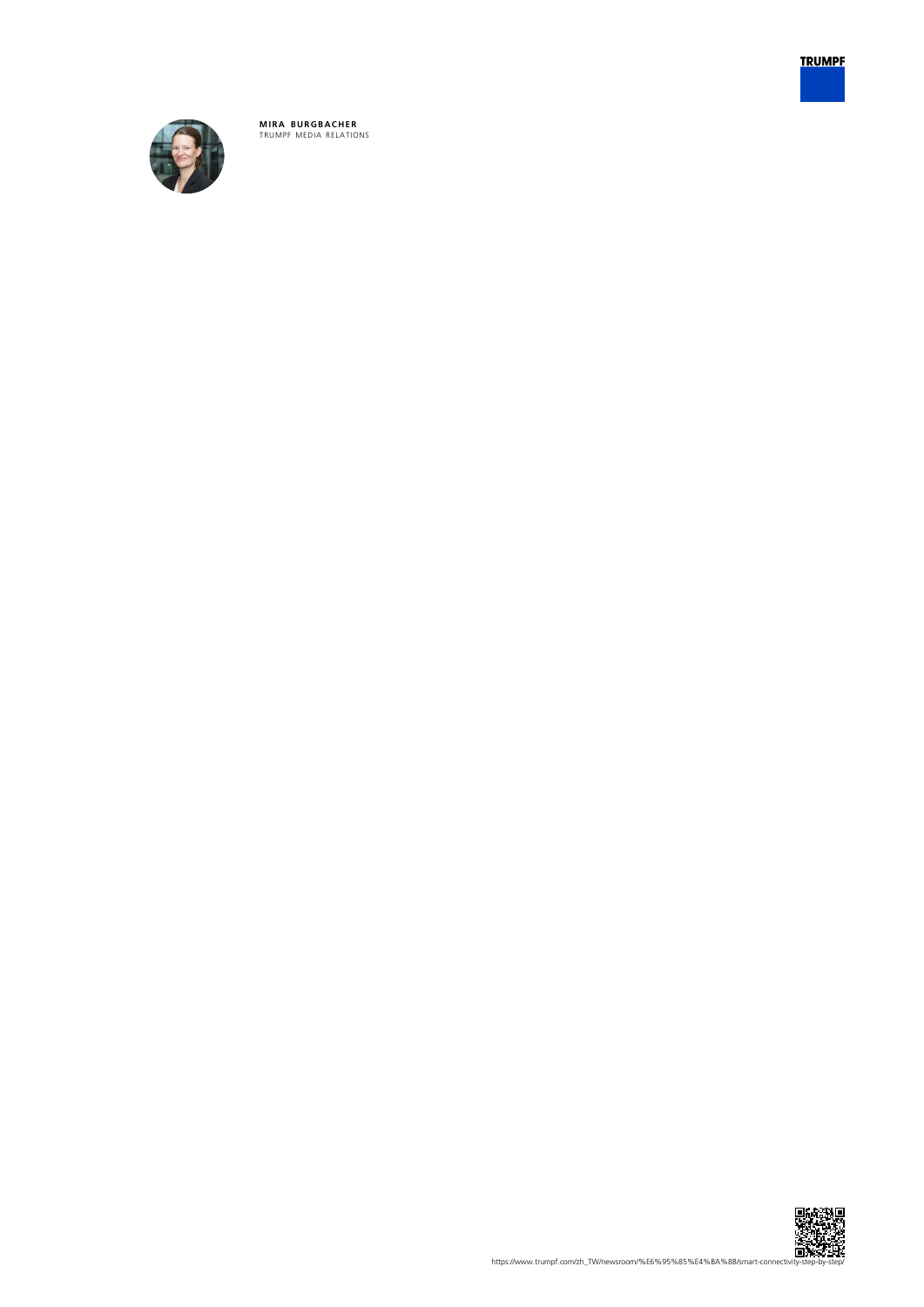**MIRA BURGBACHER**
TRUMPF MEDIA RELATIONS

https://www.trumpf.com/zh_TW/newsroom/%E6%95%85%E4%BA%8B/smart-connectivity-step-by-step/